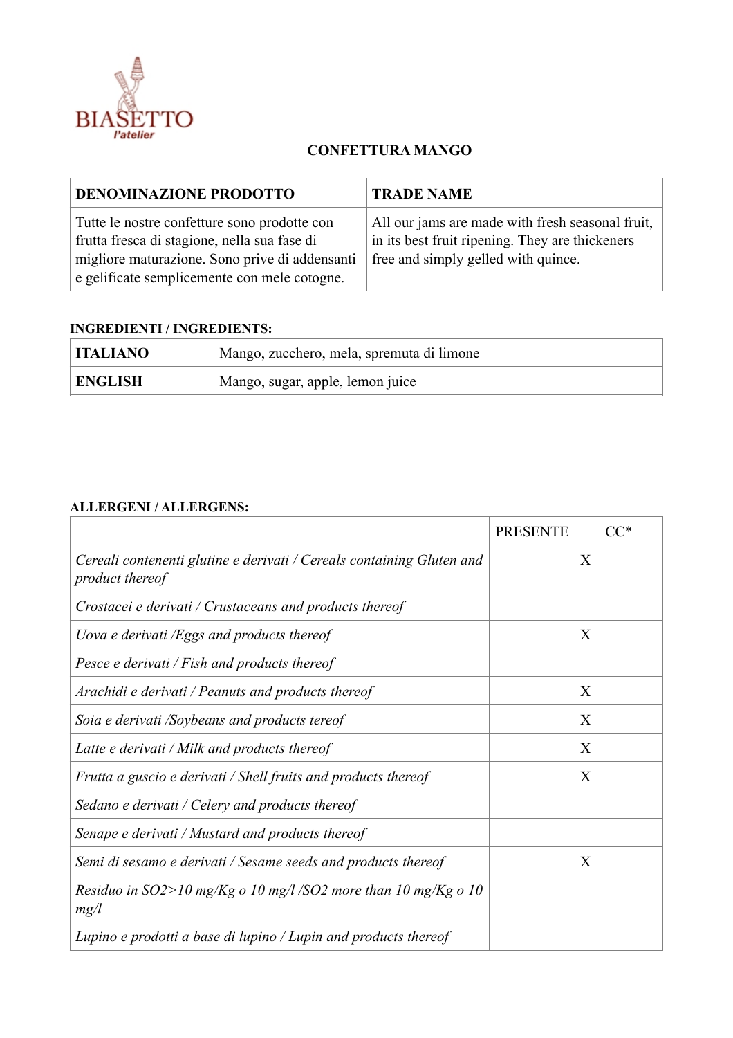BIASETTO
l'atelier

## CONFETTURA MANGO

| DENOMINAZIONE PRODOTTO | TRADE NAME |
|---|---|
| Tutte le nostre confetture sono prodotte con frutta fresca di stagione, nella sua fase di migliore maturazione. Sono prive di addensanti e gelificate semplicemente con mele cotogne. | All our jams are made with fresh seasonal fruit, in its best fruit ripening. They are thickeners free and simply gelled with quince. |

**INGREDIENTI / INGREDIENTS:**

| | |
|---|---|
| **ITALIANO** | Mango, zucchero, mela, spremuta di limone |
| **ENGLISH** | Mango, sugar, apple, lemon juice |

**ALLERGENI / ALLERGENS:**

| | PRESENTE | CC* |
|---|---|---|
| *Cereali contenenti glutine e derivati / Cereals containing Gluten and product thereof* | | X |
| *Crostacei e derivati / Crustaceans and products thereof* | | |
| *Uova e derivati /Eggs and products thereof* | | X |
| *Pesce e derivati / Fish and products thereof* | | |
| *Arachidi e derivati / Peanuts and products thereof* | | X |
| *Soia e derivati /Soybeans and products tereof* | | X |
| *Latte e derivati / Milk and products thereof* | | X |
| *Frutta a guscio e derivati / Shell fruits and products thereof* | | X |
| *Sedano e derivati / Celery and products thereof* | | |
| *Senape e derivati / Mustard and products thereof* | | |
| *Semi di sesamo e derivati / Sesame seeds and products thereof* | | X |
| *Residuo in SO2>10 mg/Kg o 10 mg/l /SO2 more than 10 mg/Kg o 10 mg/l* | | |
| *Lupino e prodotti a base di lupino / Lupin and products thereof* | | |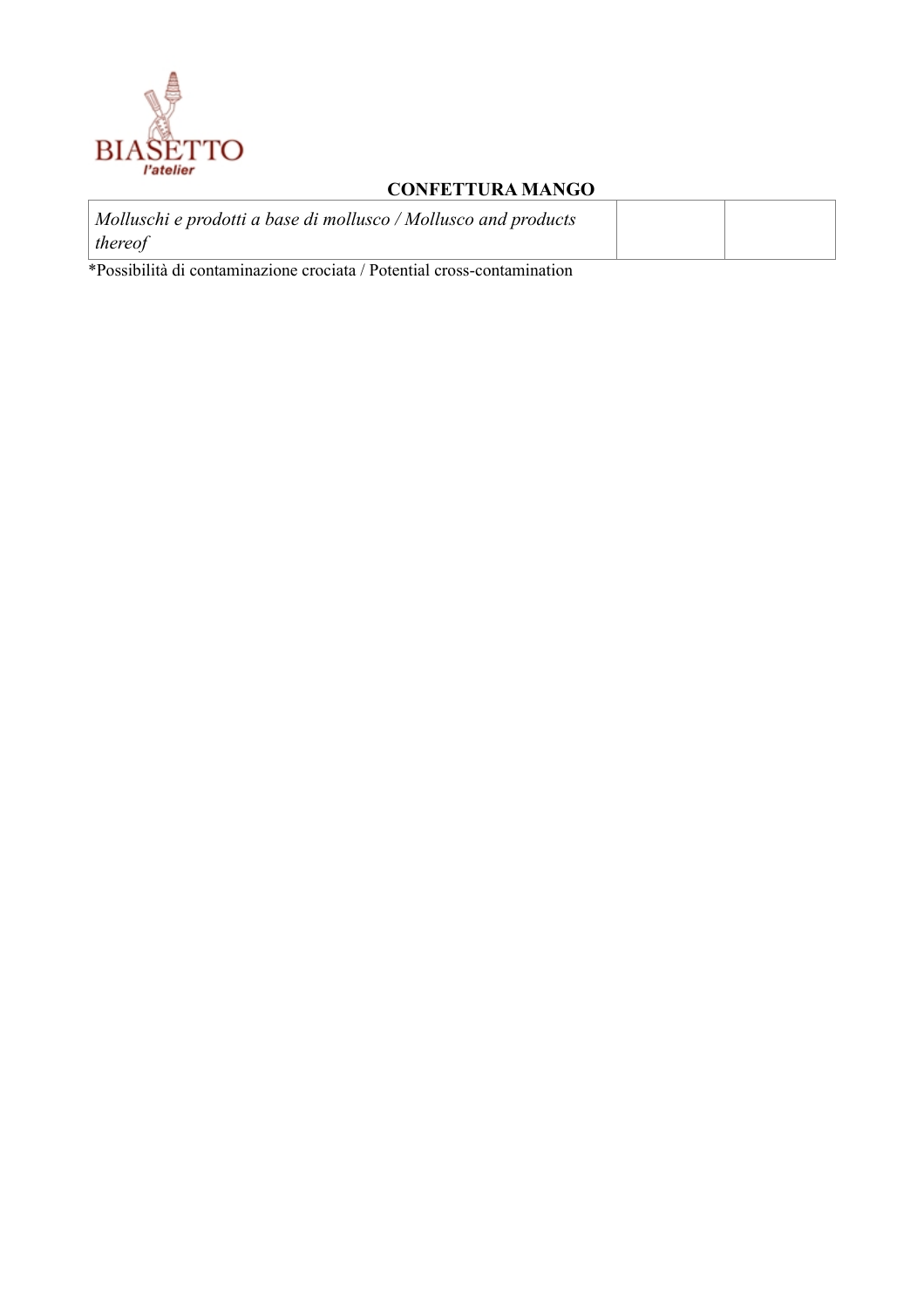## CONFETTURA MANGO

| | | |
|---|---|---|
| *Molluschi e prodotti a base di mollusco / Mollusco and products thereof* | | |

*Possibilità di contaminazione crociata / Potential cross-contamination